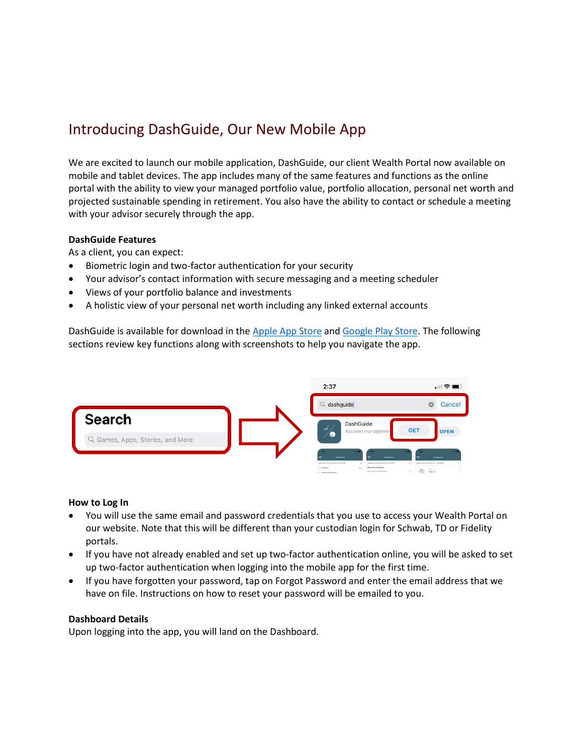# Introducing DashGuide, Our New Mobile App

We are excited to launch our mobile application, DashGuide, our client Wealth Portal now available on mobile and tablet devices. The app includes many of the same features and functions as the online portal with the ability to view your managed portfolio value, portfolio allocation, personal net worth and projected sustainable spending in retirement. You also have the ability to contact or schedule a meeting with your advisor securely through the app.

**DashGuide Features**

As a client, you can expect:

- Biometric login and two-factor authentication for your security
- Your advisor's contact information with secure messaging and a meeting scheduler
- Views of your portfolio balance and investments
- A holistic view of your personal net worth including any linked external accounts

DashGuide is available for download in the Apple App Store and Google Play Store. The following sections review key functions along with screenshots to help you navigate the app.

**How to Log In**

- You will use the same email and password credentials that you use to access your Wealth Portal on our website. Note that this will be different than your custodian login for Schwab, TD or Fidelity portals.
- If you have not already enabled and set up two-factor authentication online, you will be asked to set up two-factor authentication when logging into the mobile app for the first time.
- If you have forgotten your password, tap on Forgot Password and enter the email address that we have on file. Instructions on how to reset your password will be emailed to you.

**Dashboard Details**

Upon logging into the app, you will land on the Dashboard.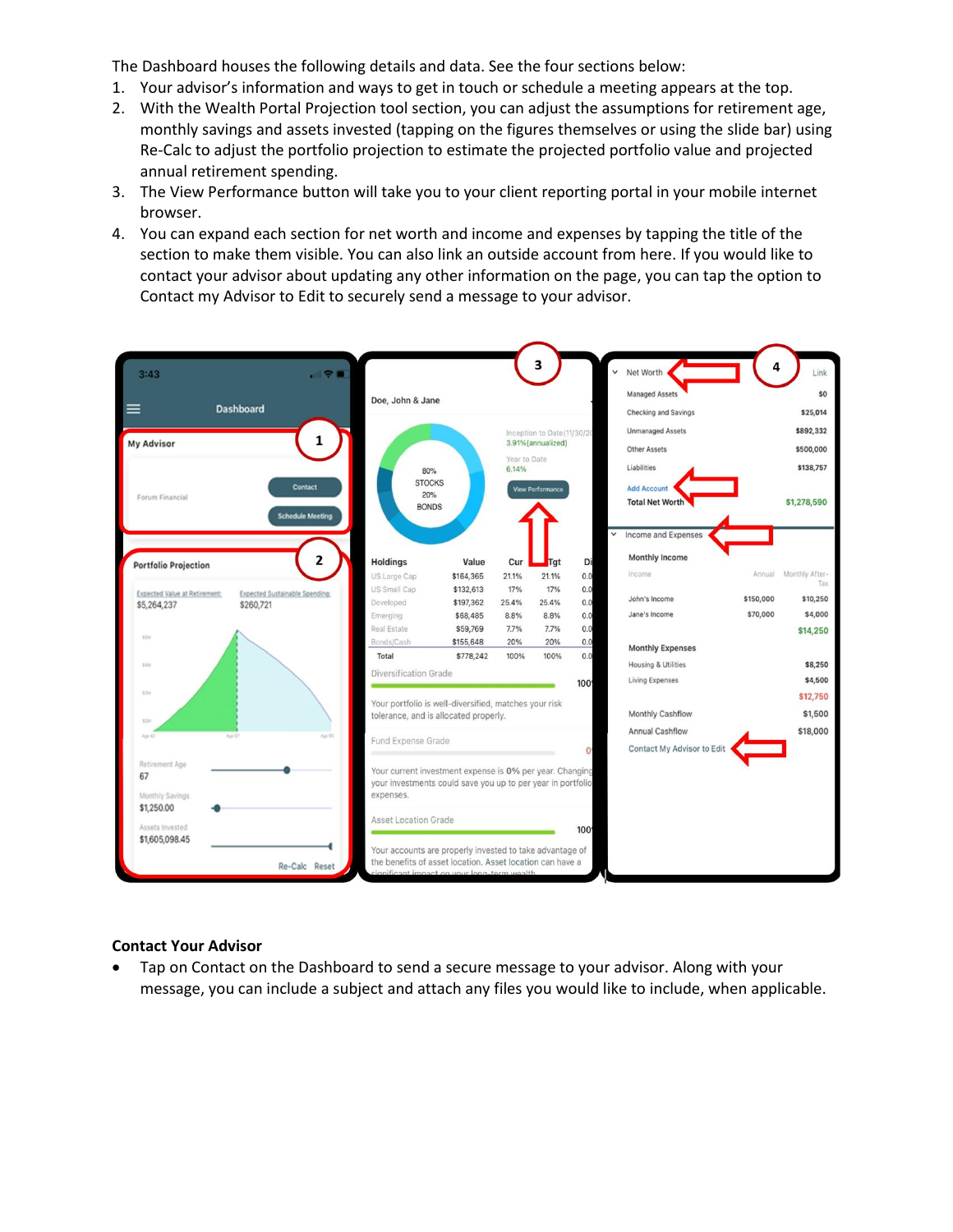The Dashboard houses the following details and data. See the four sections below:

1. Your advisor's information and ways to get in touch or schedule a meeting appears at the top.
2. With the Wealth Portal Projection tool section, you can adjust the assumptions for retirement age, monthly savings and assets invested (tapping on the figures themselves or using the slide bar) using Re-Calc to adjust the portfolio projection to estimate the projected portfolio value and projected annual retirement spending.
3. The View Performance button will take you to your client reporting portal in your mobile internet browser.
4. You can expand each section for net worth and income and expenses by tapping the title of the section to make them visible. You can also link an outside account from here. If you would like to contact your advisor about updating any other information on the page, you can tap the option to Contact my Advisor to Edit to securely send a message to your advisor.

**Contact Your Advisor**

- Tap on Contact on the Dashboard to send a secure message to your advisor. Along with your message, you can include a subject and attach any files you would like to include, when applicable.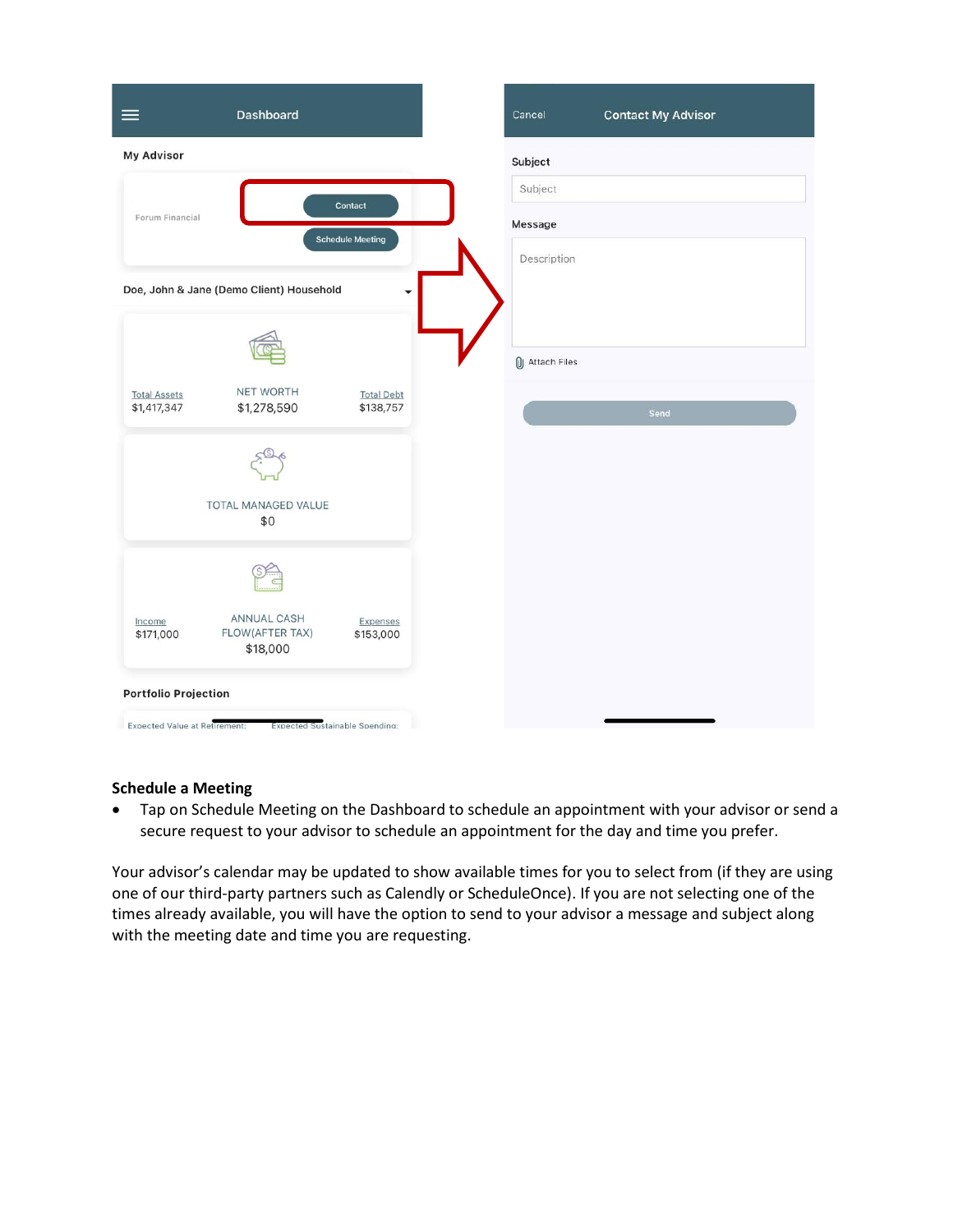Dashboard

My Advisor

Forum Financial

Contact

Schedule Meeting

Doe, John & Jane (Demo Client) Household

Total Assets
$1,417,347

NET WORTH
$1,278,590

Total Debt
$138,757

TOTAL MANAGED VALUE
$0

Income
$171,000

ANNUAL CASH FLOW(AFTER TAX)
$18,000

Expenses
$153,000

Portfolio Projection

Expected Value at Retirement: Expected Sustainable Spending:

Cancel Contact My Advisor

Subject

Subject

Message

Description

Attach Files

Send

**Schedule a Meeting**

- Tap on Schedule Meeting on the Dashboard to schedule an appointment with your advisor or send a secure request to your advisor to schedule an appointment for the day and time you prefer.

Your advisor's calendar may be updated to show available times for you to select from (if they are using one of our third-party partners such as Calendly or ScheduleOnce). If you are not selecting one of the times already available, you will have the option to send to your advisor a message and subject along with the meeting date and time you are requesting.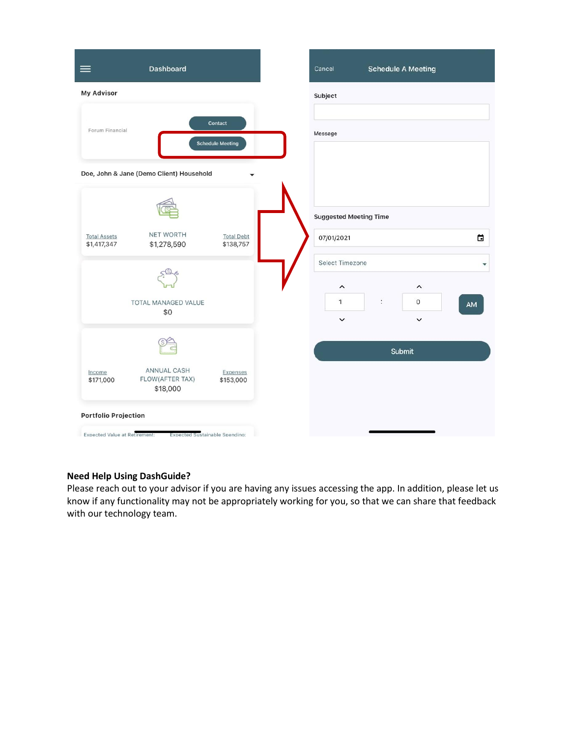**Need Help Using DashGuide?**

Please reach out to your advisor if you are having any issues accessing the app. In addition, please let us know if any functionality may not be appropriately working for you, so that we can share that feedback with our technology team.